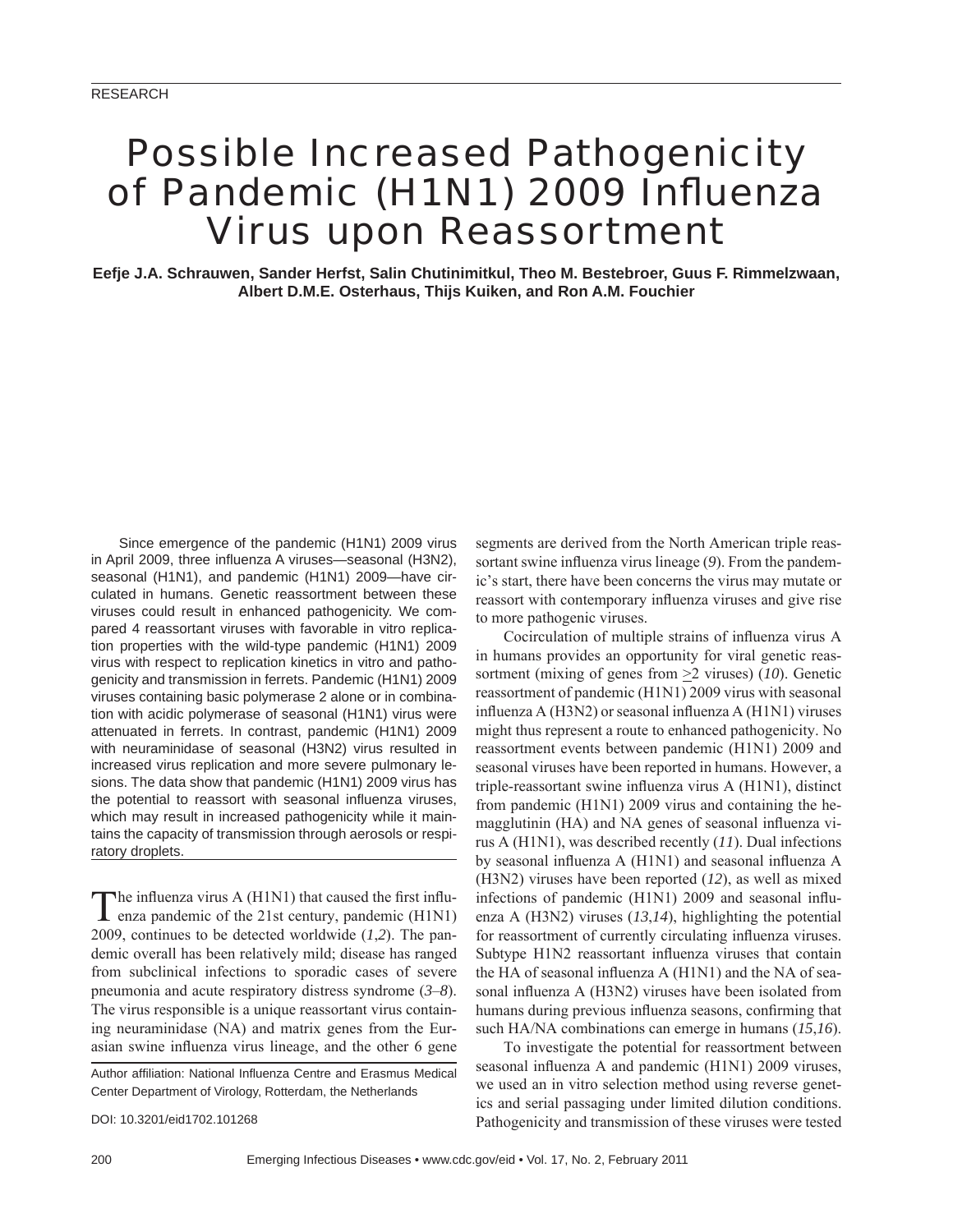RESEARCH

# Possible Increased Pathogenicity of Pandemic (H1N1) 2009 Influenza Virus upon Reassortment

**Eefje J.A. Schrauwen, Sander Herfst, Salin Chutinimitkul, Theo M. Bestebroer, Guus F. Rimmelzwaan, Albert D.M.E. Osterhaus, Thijs Kuiken, and Ron A.M. Fouchier**

Since emergence of the pandemic (H1N1) 2009 virus in April 2009, three influenza A viruses—seasonal (H3N2), seasonal (H1N1), and pandemic (H1N1) 2009—have circulated in humans. Genetic reassortment between these viruses could result in enhanced pathogenicity. We compared 4 reassortant viruses with favorable in vitro replication properties with the wild-type pandemic (H1N1) 2009 virus with respect to replication kinetics in vitro and pathogenicity and transmission in ferrets. Pandemic (H1N1) 2009 viruses containing basic polymerase 2 alone or in combination with acidic polymerase of seasonal (H1N1) virus were attenuated in ferrets. In contrast, pandemic (H1N1) 2009 with neuraminidase of seasonal (H3N2) virus resulted in increased virus replication and more severe pulmonary lesions. The data show that pandemic (H1N1) 2009 virus has the potential to reassort with seasonal influenza viruses, which may result in increased pathogenicity while it maintains the capacity of transmission through aerosols or respiratory droplets.

The influenza virus A (H1N1) that caused the first influenza pandemic of the 21st century, pandemic (H1N1) 2009, continues to be detected worldwide (*1*,*2*). The pandemic overall has been relatively mild; disease has ranged from subclinical infections to sporadic cases of severe pneumonia and acute respiratory distress syndrome (*3*–*8*). The virus responsible is a unique reassortant virus containing neuraminidase (NA) and matrix genes from the Eurasian swine influenza virus lineage, and the other 6 gene segments are derived from the North American triple reassortant swine influenza virus lineage (*9*). From the pandemic's start, there have been concerns the virus may mutate or reassort with contemporary influenza viruses and give rise to more pathogenic viruses.

Cocirculation of multiple strains of influenza virus A in humans provides an opportunity for viral genetic reassortment (mixing of genes from $\geq$2 viruses) (*10*). Genetic reassortment of pandemic (H1N1) 2009 virus with seasonal influenza A (H3N2) or seasonal influenza A (H1N1) viruses might thus represent a route to enhanced pathogenicity. No reassortment events between pandemic (H1N1) 2009 and seasonal viruses have been reported in humans. However, a triple-reassortant swine influenza virus A (H1N1), distinct from pandemic (H1N1) 2009 virus and containing the hemagglutinin (HA) and NA genes of seasonal influenza virus A (H1N1), was described recently (*11*). Dual infections by seasonal influenza A (H1N1) and seasonal influenza A (H3N2) viruses have been reported (*12*), as well as mixed infections of pandemic (H1N1) 2009 and seasonal influenza A (H3N2) viruses (*13*,*14*), highlighting the potential for reassortment of currently circulating influenza viruses. Subtype H1N2 reassortant influenza viruses that contain the HA of seasonal influenza A (H1N1) and the NA of seasonal influenza A (H3N2) viruses have been isolated from humans during previous influenza seasons, confirming that such HA/NA combinations can emerge in humans (*15*,*16*).

To investigate the potential for reassortment between seasonal influenza A and pandemic (H1N1) 2009 viruses, we used an in vitro selection method using reverse genetics and serial passaging under limited dilution conditions. Pathogenicity and transmission of these viruses were tested

Author affiliation: National Influenza Centre and Erasmus Medical Center Department of Virology, Rotterdam, the Netherlands

DOI: 10.3201/eid1702.101268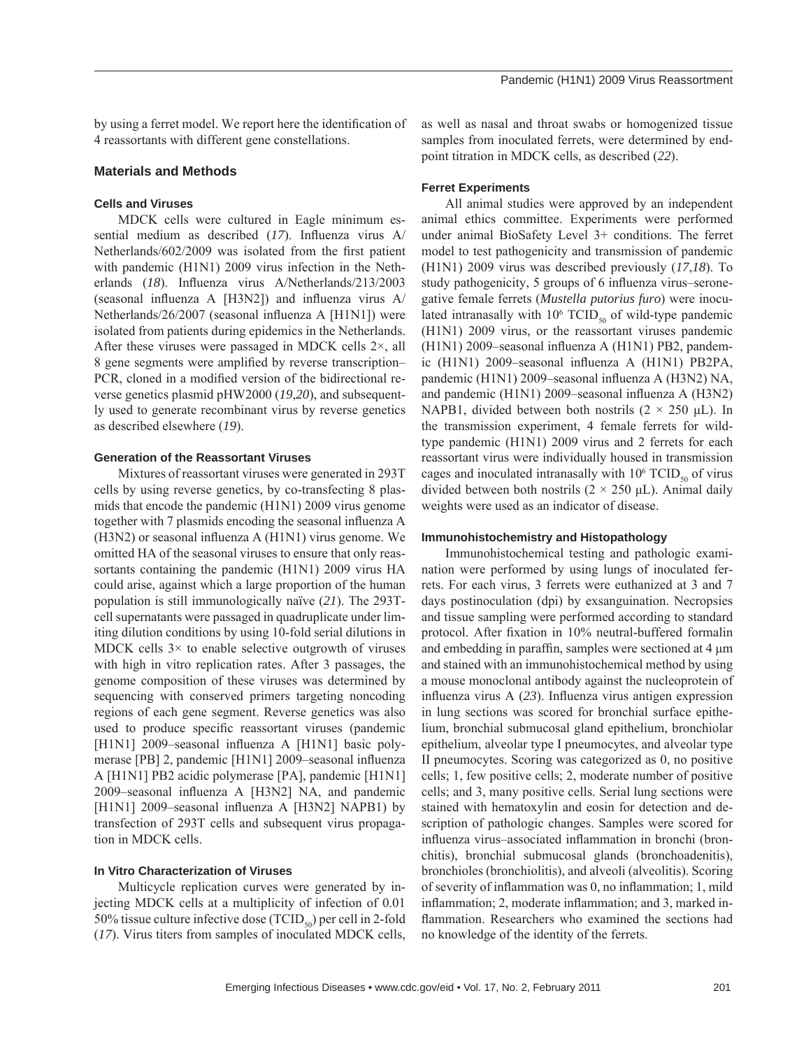by using a ferret model. We report here the identification of 4 reassortants with different gene constellations.

## Materials and Methods

### Cells and Viruses

MDCK cells were cultured in Eagle minimum essential medium as described (*17*). Influenza virus A/Netherlands/602/2009 was isolated from the first patient with pandemic (H1N1) 2009 virus infection in the Netherlands (*18*). Influenza virus A/Netherlands/213/2003 (seasonal influenza A [H3N2]) and influenza virus A/Netherlands/26/2007 (seasonal influenza A [H1N1]) were isolated from patients during epidemics in the Netherlands. After these viruses were passaged in MDCK cells 2×, all 8 gene segments were amplified by reverse transcription–PCR, cloned in a modified version of the bidirectional reverse genetics plasmid pHW2000 (*19*,*20*), and subsequently used to generate recombinant virus by reverse genetics as described elsewhere (*19*).

### Generation of the Reassortant Viruses

Mixtures of reassortant viruses were generated in 293T cells by using reverse genetics, by co-transfecting 8 plasmids that encode the pandemic (H1N1) 2009 virus genome together with 7 plasmids encoding the seasonal influenza A (H3N2) or seasonal influenza A (H1N1) virus genome. We omitted HA of the seasonal viruses to ensure that only reassortants containing the pandemic (H1N1) 2009 virus HA could arise, against which a large proportion of the human population is still immunologically naïve (*21*). The 293T-cell supernatants were passaged in quadruplicate under limiting dilution conditions by using 10-fold serial dilutions in MDCK cells 3× to enable selective outgrowth of viruses with high in vitro replication rates. After 3 passages, the genome composition of these viruses was determined by sequencing with conserved primers targeting noncoding regions of each gene segment. Reverse genetics was also used to produce specific reassortant viruses (pandemic [H1N1] 2009–seasonal influenza A [H1N1] basic polymerase [PB] 2, pandemic [H1N1] 2009–seasonal influenza A [H1N1] PB2 acidic polymerase [PA], pandemic [H1N1] 2009–seasonal influenza A [H3N2] NA, and pandemic [H1N1] 2009–seasonal influenza A [H3N2] NAPB1) by transfection of 293T cells and subsequent virus propagation in MDCK cells.

### In Vitro Characterization of Viruses

Multicycle replication curves were generated by injecting MDCK cells at a multiplicity of infection of 0.01 50% tissue culture infective dose ($TCID_{50}$) per cell in 2-fold (*17*). Virus titers from samples of inoculated MDCK cells, as well as nasal and throat swabs or homogenized tissue samples from inoculated ferrets, were determined by endpoint titration in MDCK cells, as described (*22*).

### Ferret Experiments

All animal studies were approved by an independent animal ethics committee. Experiments were performed under animal BioSafety Level 3+ conditions. The ferret model to test pathogenicity and transmission of pandemic (H1N1) 2009 virus was described previously (*17*,*18*). To study pathogenicity, 5 groups of 6 influenza virus–seronegative female ferrets (*Mustella putorius furo*) were inoculated intranasally with $10^6$ $TCID_{50}$ of wild-type pandemic (H1N1) 2009 virus, or the reassortant viruses pandemic (H1N1) 2009–seasonal influenza A (H1N1) PB2, pandemic (H1N1) 2009–seasonal influenza A (H1N1) PB2PA, pandemic (H1N1) 2009–seasonal influenza A (H3N2) NA, and pandemic (H1N1) 2009–seasonal influenza A (H3N2) NAPB1, divided between both nostrils ($2 \times 250$ µL). In the transmission experiment, 4 female ferrets for wild-type pandemic (H1N1) 2009 virus and 2 ferrets for each reassortant virus were individually housed in transmission cages and inoculated intranasally with $10^6$ $TCID_{50}$ of virus divided between both nostrils ($2 \times 250$ µL). Animal daily weights were used as an indicator of disease.

### Immunohistochemistry and Histopathology

Immunohistochemical testing and pathologic examination were performed by using lungs of inoculated ferrets. For each virus, 3 ferrets were euthanized at 3 and 7 days postinoculation (dpi) by exsanguination. Necropsies and tissue sampling were performed according to standard protocol. After fixation in 10% neutral-buffered formalin and embedding in paraffin, samples were sectioned at 4 µm and stained with an immunohistochemical method by using a mouse monoclonal antibody against the nucleoprotein of influenza virus A (*23*). Influenza virus antigen expression in lung sections was scored for bronchial surface epithelium, bronchial submucosal gland epithelium, bronchiolar epithelium, alveolar type I pneumocytes, and alveolar type II pneumocytes. Scoring was categorized as 0, no positive cells; 1, few positive cells; 2, moderate number of positive cells; and 3, many positive cells. Serial lung sections were stained with hematoxylin and eosin for detection and description of pathologic changes. Samples were scored for influenza virus–associated inflammation in bronchi (bronchitis), bronchial submucosal glands (bronchoadenitis), bronchioles (bronchiolitis), and alveoli (alveolitis). Scoring of severity of inflammation was 0, no inflammation; 1, mild inflammation; 2, moderate inflammation; and 3, marked inflammation. Researchers who examined the sections had no knowledge of the identity of the ferrets.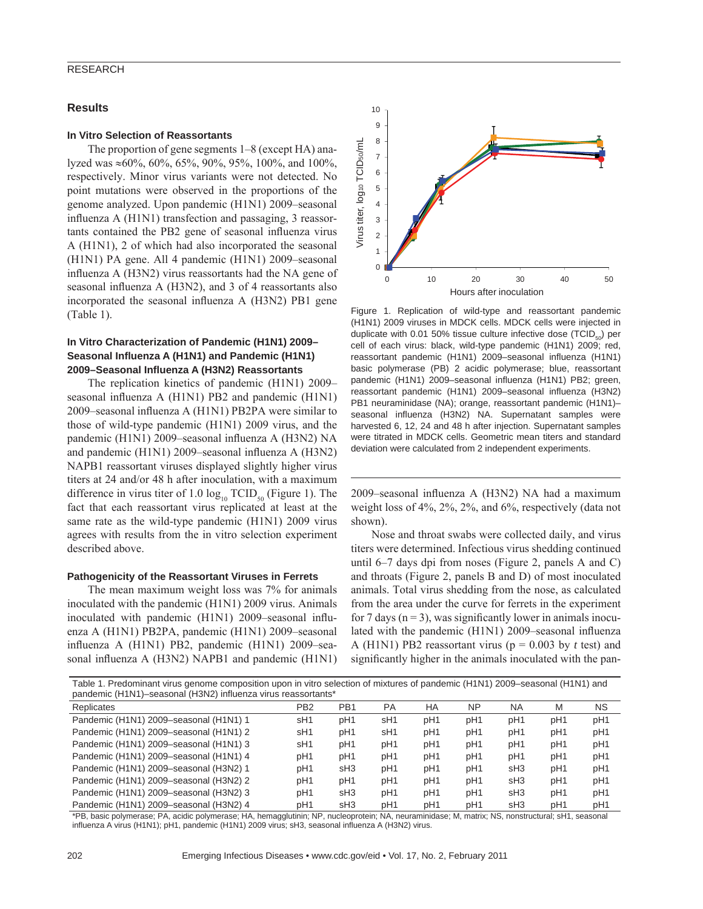## Results

### In Vitro Selection of Reassortants

The proportion of gene segments 1–8 (except HA) analyzed was ≈60%, 60%, 65%, 90%, 95%, 100%, and 100%, respectively. Minor virus variants were not detected. No point mutations were observed in the proportions of the genome analyzed. Upon pandemic (H1N1) 2009–seasonal influenza A (H1N1) transfection and passaging, 3 reassortants contained the PB2 gene of seasonal influenza virus A (H1N1), 2 of which had also incorporated the seasonal (H1N1) PA gene. All 4 pandemic (H1N1) 2009–seasonal influenza A (H3N2) virus reassortants had the NA gene of seasonal influenza A (H3N2), and 3 of 4 reassortants also incorporated the seasonal influenza A (H3N2) PB1 gene (Table 1).

### In Vitro Characterization of Pandemic (H1N1) 2009–Seasonal Influenza A (H1N1) and Pandemic (H1N1) 2009–Seasonal Influenza A (H3N2) Reassortants

The replication kinetics of pandemic (H1N1) 2009–seasonal influenza A (H1N1) PB2 and pandemic (H1N1) 2009–seasonal influenza A (H1N1) PB2PA were similar to those of wild-type pandemic (H1N1) 2009 virus, and the pandemic (H1N1) 2009–seasonal influenza A (H3N2) NA and pandemic (H1N1) 2009–seasonal influenza A (H3N2) NAPB1 reassortant viruses displayed slightly higher virus titers at 24 and/or 48 h after inoculation, with a maximum difference in virus titer of 1.0 $\log_{10}$ $TCID_{50}$ (Figure 1). The fact that each reassortant virus replicated at least at the same rate as the wild-type pandemic (H1N1) 2009 virus agrees with results from the in vitro selection experiment described above.

Figure 1. Replication of wild-type and reassortant pandemic (H1N1) 2009 viruses in MDCK cells. MDCK cells were injected in duplicate with 0.01 50% tissue culture infective dose ($TCID_{50}$) per cell of each virus: black, wild-type pandemic (H1N1) 2009; red, reassortant pandemic (H1N1) 2009–seasonal influenza (H1N1) basic polymerase (PB) 2 acidic polymerase; blue, reassortant pandemic (H1N1) 2009–seasonal influenza (H1N1) PB2; green, reassortant pandemic (H1N1) 2009–seasonal influenza (H3N2) PB1 neuraminidase (NA); orange, reassortant pandemic (H1N1)–seasonal influenza (H3N2) NA. Supernatant samples were harvested 6, 12, 24 and 48 h after injection. Supernatant samples were titrated in MDCK cells. Geometric mean titers and standard deviation were calculated from 2 independent experiments.

### Pathogenicity of the Reassortant Viruses in Ferrets

The mean maximum weight loss was 7% for animals inoculated with the pandemic (H1N1) 2009 virus. Animals inoculated with pandemic (H1N1) 2009–seasonal influenza A (H1N1) PB2PA, pandemic (H1N1) 2009–seasonal influenza A (H1N1) PB2, pandemic (H1N1) 2009–seasonal influenza A (H3N2) NAPB1 and pandemic (H1N1) 2009–seasonal influenza A (H3N2) NA had a maximum weight loss of 4%, 2%, 2%, and 6%, respectively (data not shown).

Nose and throat swabs were collected daily, and virus titers were determined. Infectious virus shedding continued until 6–7 days dpi from noses (Figure 2, panels A and C) and throats (Figure 2, panels B and D) of most inoculated animals. Total virus shedding from the nose, as calculated from the area under the curve for ferrets in the experiment for 7 days ($n = 3$), was significantly lower in animals inoculated with the pandemic (H1N1) 2009–seasonal influenza A (H1N1) PB2 reassortant virus ($p = 0.003$ by *t* test) and significantly higher in the animals inoculated with the pan-

Table 1. Predominant virus genome composition upon in vitro selection of mixtures of pandemic (H1N1) 2009–seasonal (H1N1) and pandemic (H1N1)–seasonal (H3N2) influenza virus reassortants*

| Replicates | PB2 | PB1 | PA | HA | NP | NA | M | NS |
|---|---|---|---|---|---|---|---|---|
| Pandemic (H1N1) 2009–seasonal (H1N1) 1 | sH1 | pH1 | sH1 | pH1 | pH1 | pH1 | pH1 | pH1 |
| Pandemic (H1N1) 2009–seasonal (H1N1) 2 | sH1 | pH1 | sH1 | pH1 | pH1 | pH1 | pH1 | pH1 |
| Pandemic (H1N1) 2009–seasonal (H1N1) 3 | sH1 | pH1 | pH1 | pH1 | pH1 | pH1 | pH1 | pH1 |
| Pandemic (H1N1) 2009–seasonal (H1N1) 4 | pH1 | pH1 | pH1 | pH1 | pH1 | pH1 | pH1 | pH1 |
| Pandemic (H1N1) 2009–seasonal (H3N2) 1 | pH1 | sH3 | pH1 | pH1 | pH1 | sH3 | pH1 | pH1 |
| Pandemic (H1N1) 2009–seasonal (H3N2) 2 | pH1 | pH1 | pH1 | pH1 | pH1 | sH3 | pH1 | pH1 |
| Pandemic (H1N1) 2009–seasonal (H3N2) 3 | pH1 | sH3 | pH1 | pH1 | pH1 | sH3 | pH1 | pH1 |
| Pandemic (H1N1) 2009–seasonal (H3N2) 4 | pH1 | sH3 | pH1 | pH1 | pH1 | sH3 | pH1 | pH1 |

*PB, basic polymerase; PA, acidic polymerase; HA, hemagglutinin; NP, nucleoprotein; NA, neuraminidase; M, matrix; NS, nonstructural; sH1, seasonal influenza A virus (H1N1); pH1, pandemic (H1N1) 2009 virus; sH3, seasonal influenza A (H3N2) virus.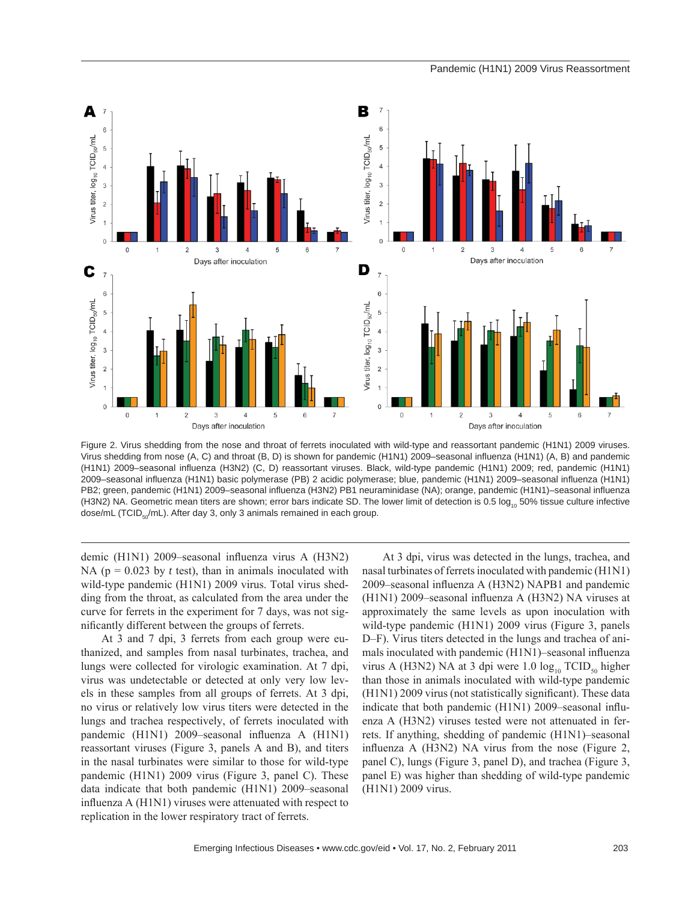Figure 2. Virus shedding from the nose and throat of ferrets inoculated with wild-type and reassortant pandemic (H1N1) 2009 viruses. Virus shedding from nose (A, C) and throat (B, D) is shown for pandemic (H1N1) 2009–seasonal influenza (H1N1) (A, B) and pandemic (H1N1) 2009–seasonal influenza (H3N2) (C, D) reassortant viruses. Black, wild-type pandemic (H1N1) 2009; red, pandemic (H1N1) 2009–seasonal influenza (H1N1) basic polymerase (PB) 2 acidic polymerase; blue, pandemic (H1N1) 2009–seasonal influenza (H1N1) PB2; green, pandemic (H1N1) 2009–seasonal influenza (H3N2) PB1 neuraminidase (NA); orange, pandemic (H1N1)–seasonal influenza (H3N2) NA. Geometric mean titers are shown; error bars indicate SD. The lower limit of detection is 0.5 $log_{10}$ 50% tissue culture infective dose/mL ($TCID_{50}$/mL). After day 3, only 3 animals remained in each group.

demic (H1N1) 2009–seasonal influenza virus A (H3N2) NA ($p = 0.023$ by *t* test), than in animals inoculated with wild-type pandemic (H1N1) 2009 virus. Total virus shedding from the throat, as calculated from the area under the curve for ferrets in the experiment for 7 days, was not significantly different between the groups of ferrets.

At 3 and 7 dpi, 3 ferrets from each group were euthanized, and samples from nasal turbinates, trachea, and lungs were collected for virologic examination. At 7 dpi, virus was undetectable or detected at only very low levels in these samples from all groups of ferrets. At 3 dpi, no virus or relatively low virus titers were detected in the lungs and trachea respectively, of ferrets inoculated with pandemic (H1N1) 2009–seasonal influenza A (H1N1) reassortant viruses (Figure 3, panels A and B), and titers in the nasal turbinates were similar to those for wild-type pandemic (H1N1) 2009 virus (Figure 3, panel C). These data indicate that both pandemic (H1N1) 2009–seasonal influenza A (H1N1) viruses were attenuated with respect to replication in the lower respiratory tract of ferrets.

At 3 dpi, virus was detected in the lungs, trachea, and nasal turbinates of ferrets inoculated with pandemic (H1N1) 2009–seasonal influenza A (H3N2) NAPB1 and pandemic (H1N1) 2009–seasonal influenza A (H3N2) NA viruses at approximately the same levels as upon inoculation with wild-type pandemic (H1N1) 2009 virus (Figure 3, panels D–F). Virus titers detected in the lungs and trachea of animals inoculated with pandemic (H1N1)–seasonal influenza virus A (H3N2) NA at 3 dpi were 1.0 $log_{10}$ $TCID_{50}$ higher than those in animals inoculated with wild-type pandemic (H1N1) 2009 virus (not statistically significant). These data indicate that both pandemic (H1N1) 2009–seasonal influenza A (H3N2) viruses tested were not attenuated in ferrets. If anything, shedding of pandemic (H1N1)–seasonal influenza A (H3N2) NA virus from the nose (Figure 2, panel C), lungs (Figure 3, panel D), and trachea (Figure 3, panel E) was higher than shedding of wild-type pandemic (H1N1) 2009 virus.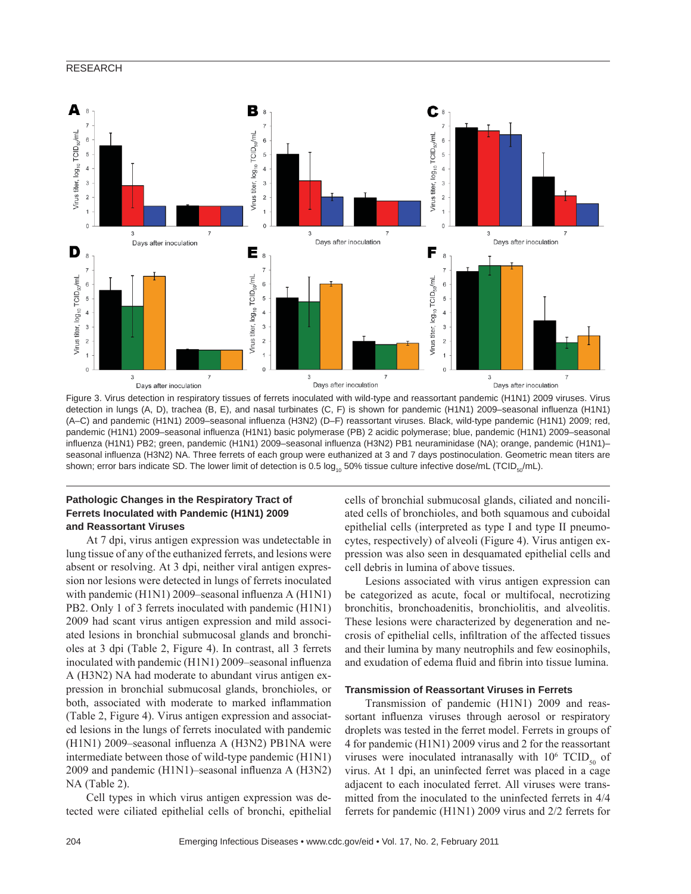Figure 3. Virus detection in respiratory tissues of ferrets inoculated with wild-type and reassortant pandemic (H1N1) 2009 viruses. Virus detection in lungs (A, D), trachea (B, E), and nasal turbinates (C, F) is shown for pandemic (H1N1) 2009–seasonal influenza (H1N1) (A–C) and pandemic (H1N1) 2009–seasonal influenza (H3N2) (D–F) reassortant viruses. Black, wild-type pandemic (H1N1) 2009; red, pandemic (H1N1) 2009–seasonal influenza (H1N1) basic polymerase (PB) 2 acidic polymerase; blue, pandemic (H1N1) 2009–seasonal influenza (H1N1) PB2; green, pandemic (H1N1) 2009–seasonal influenza (H3N2) PB1 neuraminidase (NA); orange, pandemic (H1N1)–seasonal influenza (H3N2) NA. Three ferrets of each group were euthanized at 3 and 7 days postinoculation. Geometric mean titers are shown; error bars indicate SD. The lower limit of detection is 0.5 $\log_{10}$ 50% tissue culture infective dose/mL ($TCID_{50}$/mL).

### Pathologic Changes in the Respiratory Tract of Ferrets Inoculated with Pandemic (H1N1) 2009 and Reassortant Viruses

At 7 dpi, virus antigen expression was undetectable in lung tissue of any of the euthanized ferrets, and lesions were absent or resolving. At 3 dpi, neither viral antigen expression nor lesions were detected in lungs of ferrets inoculated with pandemic (H1N1) 2009–seasonal influenza A (H1N1) PB2. Only 1 of 3 ferrets inoculated with pandemic (H1N1) 2009 had scant virus antigen expression and mild associated lesions in bronchial submucosal glands and bronchioles at 3 dpi (Table 2, Figure 4). In contrast, all 3 ferrets inoculated with pandemic (H1N1) 2009–seasonal influenza A (H3N2) NA had moderate to abundant virus antigen expression in bronchial submucosal glands, bronchioles, or both, associated with moderate to marked inflammation (Table 2, Figure 4). Virus antigen expression and associated lesions in the lungs of ferrets inoculated with pandemic (H1N1) 2009–seasonal influenza A (H3N2) PB1NA were intermediate between those of wild-type pandemic (H1N1) 2009 and pandemic (H1N1)–seasonal influenza A (H3N2) NA (Table 2).

Cell types in which virus antigen expression was detected were ciliated epithelial cells of bronchi, epithelial cells of bronchial submucosal glands, ciliated and nonciliated cells of bronchioles, and both squamous and cuboidal epithelial cells (interpreted as type I and type II pneumocytes, respectively) of alveoli (Figure 4). Virus antigen expression was also seen in desquamated epithelial cells and cell debris in lumina of above tissues.

Lesions associated with virus antigen expression can be categorized as acute, focal or multifocal, necrotizing bronchitis, bronchoadenitis, bronchiolitis, and alveolitis. These lesions were characterized by degeneration and necrosis of epithelial cells, infiltration of the affected tissues and their lumina by many neutrophils and few eosinophils, and exudation of edema fluid and fibrin into tissue lumina.

### Transmission of Reassortant Viruses in Ferrets

Transmission of pandemic (H1N1) 2009 and reassortant influenza viruses through aerosol or respiratory droplets was tested in the ferret model. Ferrets in groups of 4 for pandemic (H1N1) 2009 virus and 2 for the reassortant viruses were inoculated intranasally with $10^6$ $TCID_{50}$ of virus. At 1 dpi, an uninfected ferret was placed in a cage adjacent to each inoculated ferret. All viruses were transmitted from the inoculated to the uninfected ferrets in 4/4 ferrets for pandemic (H1N1) 2009 virus and 2/2 ferrets for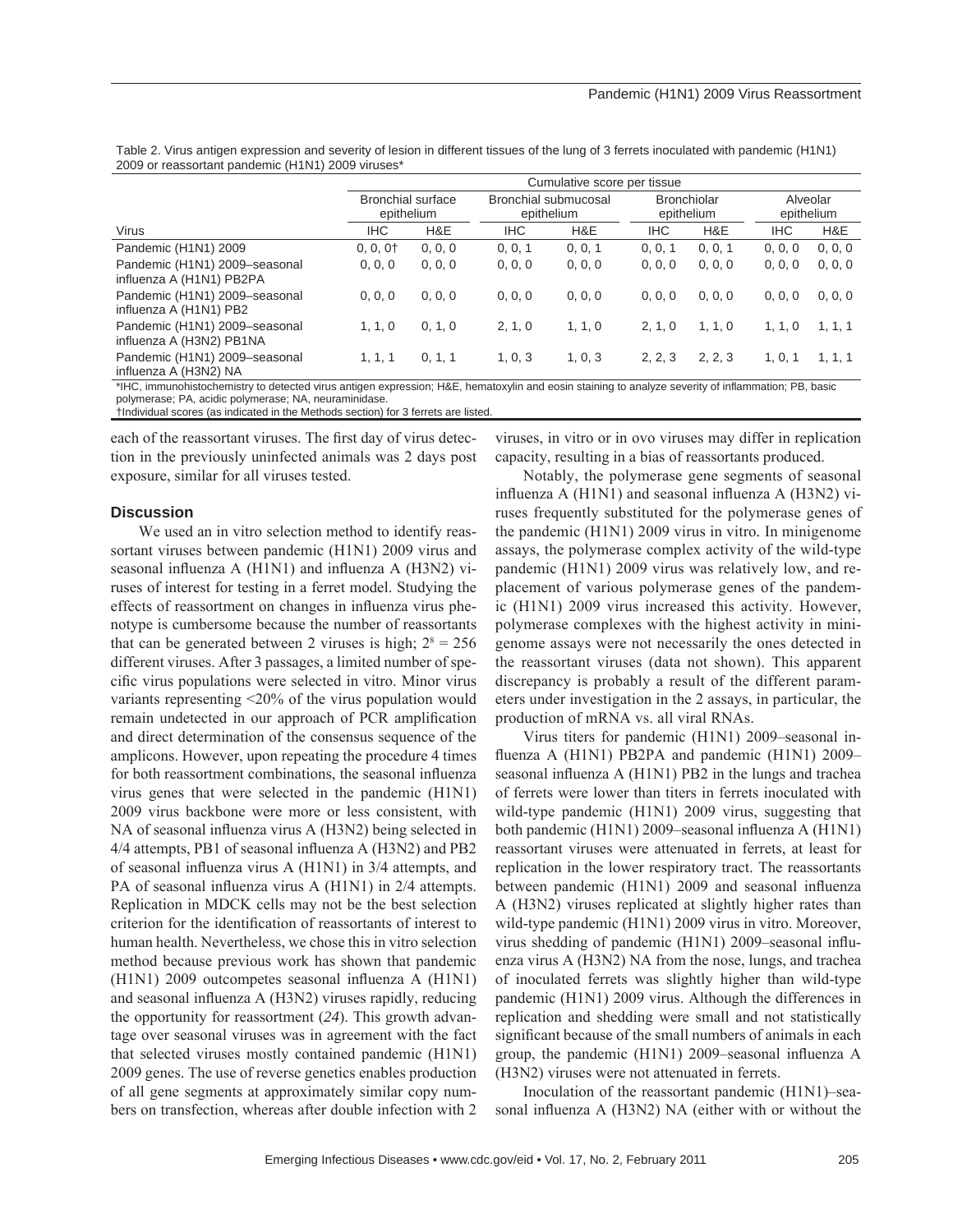Table 2. Virus antigen expression and severity of lesion in different tissues of the lung of 3 ferrets inoculated with pandemic (H1N1) 2009 or reassortant pandemic (H1N1) 2009 viruses*

| | Cumulative score per tissue | | | | | | | |
|---|---|---|---|---|---|---|---|---|
| | Bronchial surface epithelium | | Bronchial submucosal epithelium | | Bronchiolar epithelium | | Alveolar epithelium | |
| Virus | IHC | H&E | IHC | H&E | IHC | H&E | IHC | H&E |
| Pandemic (H1N1) 2009 | 0, 0, 0† | 0, 0, 0 | 0, 0, 1 | 0, 0, 1 | 0, 0, 1 | 0, 0, 1 | 0, 0, 0 | 0, 0, 0 |
| Pandemic (H1N1) 2009–seasonal influenza A (H1N1) PB2PA | 0, 0, 0 | 0, 0, 0 | 0, 0, 0 | 0, 0, 0 | 0, 0, 0 | 0, 0, 0 | 0, 0, 0 | 0, 0, 0 |
| Pandemic (H1N1) 2009–seasonal influenza A (H1N1) PB2 | 0, 0, 0 | 0, 0, 0 | 0, 0, 0 | 0, 0, 0 | 0, 0, 0 | 0, 0, 0 | 0, 0, 0 | 0, 0, 0 |
| Pandemic (H1N1) 2009–seasonal influenza A (H3N2) PB1NA | 1, 1, 0 | 0, 1, 0 | 2, 1, 0 | 1, 1, 0 | 2, 1, 0 | 1, 1, 0 | 1, 1, 0 | 1, 1, 1 |
| Pandemic (H1N1) 2009–seasonal influenza A (H3N2) NA | 1, 1, 1 | 0, 1, 1 | 1, 0, 3 | 1, 0, 3 | 2, 2, 3 | 2, 2, 3 | 1, 0, 1 | 1, 1, 1 |

*IHC, immunohistochemistry to detected virus antigen expression; H&E, hematoxylin and eosin staining to analyze severity of inflammation; PB, basic polymerase; PA, acidic polymerase; NA, neuraminidase.
†Individual scores (as indicated in the Methods section) for 3 ferrets are listed.

each of the reassortant viruses. The first day of virus detection in the previously uninfected animals was 2 days post exposure, similar for all viruses tested.

## Discussion

We used an in vitro selection method to identify reassortant viruses between pandemic (H1N1) 2009 virus and seasonal influenza A (H1N1) and influenza A (H3N2) viruses of interest for testing in a ferret model. Studying the effects of reassortment on changes in influenza virus phenotype is cumbersome because the number of reassortants that can be generated between 2 viruses is high; $2^8 = 256$ different viruses. After 3 passages, a limited number of specific virus populations were selected in vitro. Minor virus variants representing <20% of the virus population would remain undetected in our approach of PCR amplification and direct determination of the consensus sequence of the amplicons. However, upon repeating the procedure 4 times for both reassortment combinations, the seasonal influenza virus genes that were selected in the pandemic (H1N1) 2009 virus backbone were more or less consistent, with NA of seasonal influenza virus A (H3N2) being selected in 4/4 attempts, PB1 of seasonal influenza A (H3N2) and PB2 of seasonal influenza virus A (H1N1) in 3/4 attempts, and PA of seasonal influenza virus A (H1N1) in 2/4 attempts. Replication in MDCK cells may not be the best selection criterion for the identification of reassortants of interest to human health. Nevertheless, we chose this in vitro selection method because previous work has shown that pandemic (H1N1) 2009 outcompetes seasonal influenza A (H1N1) and seasonal influenza A (H3N2) viruses rapidly, reducing the opportunity for reassortment (*24*). This growth advantage over seasonal viruses was in agreement with the fact that selected viruses mostly contained pandemic (H1N1) 2009 genes. The use of reverse genetics enables production of all gene segments at approximately similar copy numbers on transfection, whereas after double infection with 2 viruses, in vitro or in ovo viruses may differ in replication capacity, resulting in a bias of reassortants produced.

Notably, the polymerase gene segments of seasonal influenza A (H1N1) and seasonal influenza A (H3N2) viruses frequently substituted for the polymerase genes of the pandemic (H1N1) 2009 virus in vitro. In minigenome assays, the polymerase complex activity of the wild-type pandemic (H1N1) 2009 virus was relatively low, and replacement of various polymerase genes of the pandemic (H1N1) 2009 virus increased this activity. However, polymerase complexes with the highest activity in minigenome assays were not necessarily the ones detected in the reassortant viruses (data not shown). This apparent discrepancy is probably a result of the different parameters under investigation in the 2 assays, in particular, the production of mRNA vs. all viral RNAs.

Virus titers for pandemic (H1N1) 2009–seasonal influenza A (H1N1) PB2PA and pandemic (H1N1) 2009–seasonal influenza A (H1N1) PB2 in the lungs and trachea of ferrets were lower than titers in ferrets inoculated with wild-type pandemic (H1N1) 2009 virus, suggesting that both pandemic (H1N1) 2009–seasonal influenza A (H1N1) reassortant viruses were attenuated in ferrets, at least for replication in the lower respiratory tract. The reassortants between pandemic (H1N1) 2009 and seasonal influenza A (H3N2) viruses replicated at slightly higher rates than wild-type pandemic (H1N1) 2009 virus in vitro. Moreover, virus shedding of pandemic (H1N1) 2009–seasonal influenza virus A (H3N2) NA from the nose, lungs, and trachea of inoculated ferrets was slightly higher than wild-type pandemic (H1N1) 2009 virus. Although the differences in replication and shedding were small and not statistically significant because of the small numbers of animals in each group, the pandemic (H1N1) 2009–seasonal influenza A (H3N2) viruses were not attenuated in ferrets.

Inoculation of the reassortant pandemic (H1N1)–seasonal influenza A (H3N2) NA (either with or without the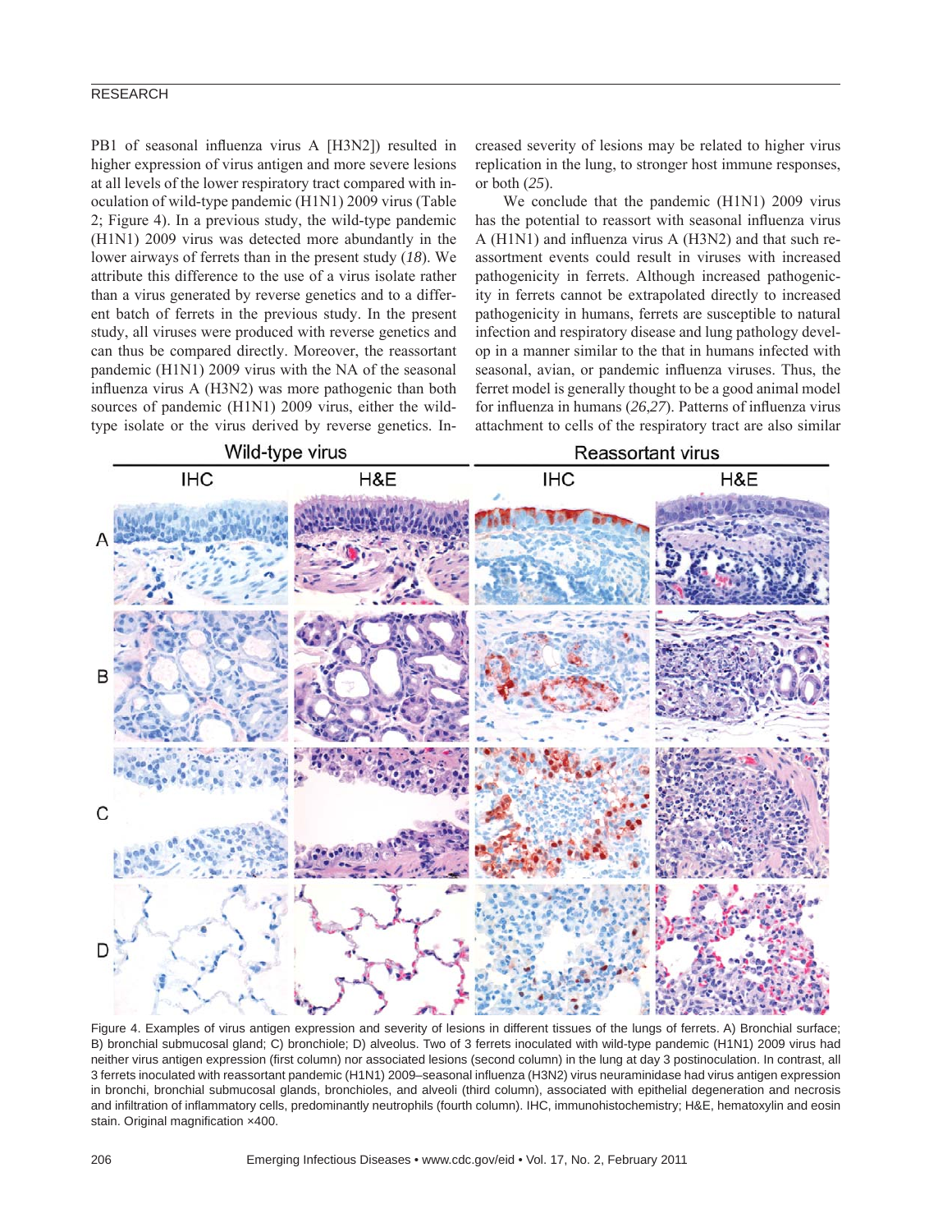PB1 of seasonal influenza virus A [H3N2]) resulted in higher expression of virus antigen and more severe lesions at all levels of the lower respiratory tract compared with inoculation of wild-type pandemic (H1N1) 2009 virus (Table 2; Figure 4). In a previous study, the wild-type pandemic (H1N1) 2009 virus was detected more abundantly in the lower airways of ferrets than in the present study (*18*). We attribute this difference to the use of a virus isolate rather than a virus generated by reverse genetics and to a different batch of ferrets in the previous study. In the present study, all viruses were produced with reverse genetics and can thus be compared directly. Moreover, the reassortant pandemic (H1N1) 2009 virus with the NA of the seasonal influenza virus A (H3N2) was more pathogenic than both sources of pandemic (H1N1) 2009 virus, either the wild-type isolate or the virus derived by reverse genetics. Increased severity of lesions may be related to higher virus replication in the lung, to stronger host immune responses, or both (*25*).

We conclude that the pandemic (H1N1) 2009 virus has the potential to reassort with seasonal influenza virus A (H1N1) and influenza virus A (H3N2) and that such reassortment events could result in viruses with increased pathogenicity in ferrets. Although increased pathogenicity in ferrets cannot be extrapolated directly to increased pathogenicity in humans, ferrets are susceptible to natural infection and respiratory disease and lung pathology develop in a manner similar to the that in humans infected with seasonal, avian, or pandemic influenza viruses. Thus, the ferret model is generally thought to be a good animal model for influenza in humans (*26*,*27*). Patterns of influenza virus attachment to cells of the respiratory tract are also similar

Figure 4. Examples of virus antigen expression and severity of lesions in different tissues of the lungs of ferrets. A) Bronchial surface; B) bronchial submucosal gland; C) bronchiole; D) alveolus. Two of 3 ferrets inoculated with wild-type pandemic (H1N1) 2009 virus had neither virus antigen expression (first column) nor associated lesions (second column) in the lung at day 3 postinoculation. In contrast, all 3 ferrets inoculated with reassortant pandemic (H1N1) 2009–seasonal influenza (H3N2) virus neuraminidase had virus antigen expression in bronchi, bronchial submucosal glands, bronchioles, and alveoli (third column), associated with epithelial degeneration and necrosis and infiltration of inflammatory cells, predominantly neutrophils (fourth column). IHC, immunohistochemistry; H&E, hematoxylin and eosin stain. Original magnification ×400.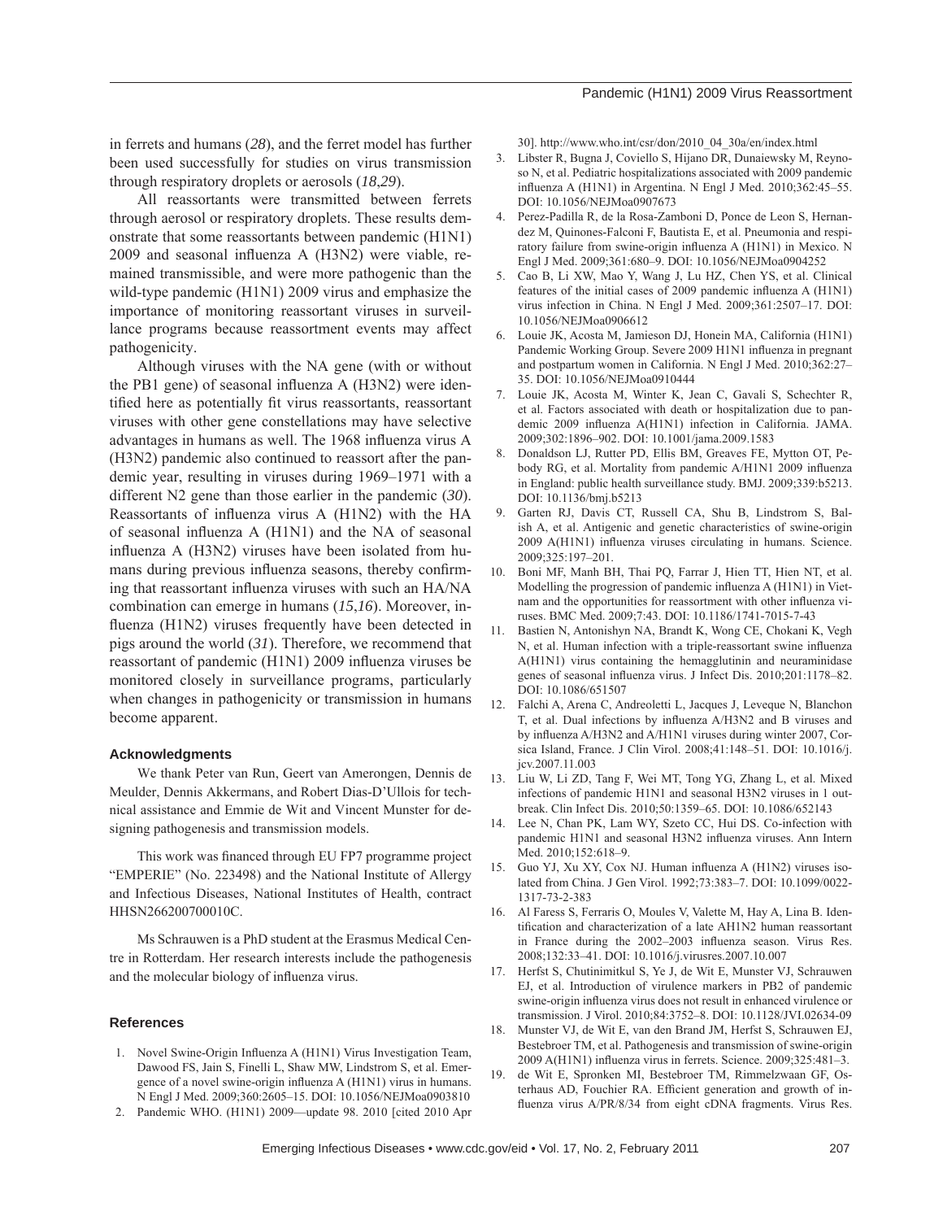in ferrets and humans (*28*), and the ferret model has further been used successfully for studies on virus transmission through respiratory droplets or aerosols (*18*,*29*).

All reassortants were transmitted between ferrets through aerosol or respiratory droplets. These results demonstrate that some reassortants between pandemic (H1N1) 2009 and seasonal influenza A (H3N2) were viable, remained transmissible, and were more pathogenic than the wild-type pandemic (H1N1) 2009 virus and emphasize the importance of monitoring reassortant viruses in surveillance programs because reassortment events may affect pathogenicity.

Although viruses with the NA gene (with or without the PB1 gene) of seasonal influenza A (H3N2) were identified here as potentially fit virus reassortants, reassortant viruses with other gene constellations may have selective advantages in humans as well. The 1968 influenza virus A (H3N2) pandemic also continued to reassort after the pandemic year, resulting in viruses during 1969–1971 with a different N2 gene than those earlier in the pandemic (*30*). Reassortants of influenza virus A (H1N2) with the HA of seasonal influenza A (H1N1) and the NA of seasonal influenza A (H3N2) viruses have been isolated from humans during previous influenza seasons, thereby confirming that reassortant influenza viruses with such an HA/NA combination can emerge in humans (*15*,*16*). Moreover, influenza (H1N2) viruses frequently have been detected in pigs around the world (*31*). Therefore, we recommend that reassortant of pandemic (H1N1) 2009 influenza viruses be monitored closely in surveillance programs, particularly when changes in pathogenicity or transmission in humans become apparent.

#### Acknowledgments

We thank Peter van Run, Geert van Amerongen, Dennis de Meulder, Dennis Akkermans, and Robert Dias-D'Ullois for technical assistance and Emmie de Wit and Vincent Munster for designing pathogenesis and transmission models.

This work was financed through EU FP7 programme project "EMPERIE" (No. 223498) and the National Institute of Allergy and Infectious Diseases, National Institutes of Health, contract HHSN266200700010C.

Ms Schrauwen is a PhD student at the Erasmus Medical Centre in Rotterdam. Her research interests include the pathogenesis and the molecular biology of influenza virus.

#### References

1. Novel Swine-Origin Influenza A (H1N1) Virus Investigation Team, Dawood FS, Jain S, Finelli L, Shaw MW, Lindstrom S, et al. Emergence of a novel swine-origin influenza A (H1N1) virus in humans. N Engl J Med. 2009;360:2605–15. DOI: 10.1056/NEJMoa0903810
2. Pandemic WHO. (H1N1) 2009—update 98. 2010 [cited 2010 Apr 30]. http://www.who.int/csr/don/2010_04_30a/en/index.html
3. Libster R, Bugna J, Coviello S, Hijano DR, Dunaiewsky M, Reynoso N, et al. Pediatric hospitalizations associated with 2009 pandemic influenza A (H1N1) in Argentina. N Engl J Med. 2010;362:45–55. DOI: 10.1056/NEJMoa0907673
4. Perez-Padilla R, de la Rosa-Zamboni D, Ponce de Leon S, Hernandez M, Quinones-Falconi F, Bautista E, et al. Pneumonia and respiratory failure from swine-origin influenza A (H1N1) in Mexico. N Engl J Med. 2009;361:680–9. DOI: 10.1056/NEJMoa0904252
5. Cao B, Li XW, Mao Y, Wang J, Lu HZ, Chen YS, et al. Clinical features of the initial cases of 2009 pandemic influenza A (H1N1) virus infection in China. N Engl J Med. 2009;361:2507–17. DOI: 10.1056/NEJMoa0906612
6. Louie JK, Acosta M, Jamieson DJ, Honein MA, California (H1N1) Pandemic Working Group. Severe 2009 H1N1 influenza in pregnant and postpartum women in California. N Engl J Med. 2010;362:27–35. DOI: 10.1056/NEJMoa0910444
7. Louie JK, Acosta M, Winter K, Jean C, Gavali S, Schechter R, et al. Factors associated with death or hospitalization due to pandemic 2009 influenza A(H1N1) infection in California. JAMA. 2009;302:1896–902. DOI: 10.1001/jama.2009.1583
8. Donaldson LJ, Rutter PD, Ellis BM, Greaves FE, Mytton OT, Pebody RG, et al. Mortality from pandemic A/H1N1 2009 influenza in England: public health surveillance study. BMJ. 2009;339:b5213. DOI: 10.1136/bmj.b5213
9. Garten RJ, Davis CT, Russell CA, Shu B, Lindstrom S, Balish A, et al. Antigenic and genetic characteristics of swine-origin 2009 A(H1N1) influenza viruses circulating in humans. Science. 2009;325:197–201.
10. Boni MF, Manh BH, Thai PQ, Farrar J, Hien TT, Hien NT, et al. Modelling the progression of pandemic influenza A (H1N1) in Vietnam and the opportunities for reassortment with other influenza viruses. BMC Med. 2009;7:43. DOI: 10.1186/1741-7015-7-43
11. Bastien N, Antonishyn NA, Brandt K, Wong CE, Chokani K, Vegh N, et al. Human infection with a triple-reassortant swine influenza A(H1N1) virus containing the hemagglutinin and neuraminidase genes of seasonal influenza virus. J Infect Dis. 2010;201:1178–82. DOI: 10.1086/651507
12. Falchi A, Arena C, Andreoletti L, Jacques J, Leveque N, Blanchon T, et al. Dual infections by influenza A/H3N2 and B viruses and by influenza A/H3N2 and A/H1N1 viruses during winter 2007, Corsica Island, France. J Clin Virol. 2008;41:148–51. DOI: 10.1016/j.jcv.2007.11.003
13. Liu W, Li ZD, Tang F, Wei MT, Tong YG, Zhang L, et al. Mixed infections of pandemic H1N1 and seasonal H3N2 viruses in 1 outbreak. Clin Infect Dis. 2010;50:1359–65. DOI: 10.1086/652143
14. Lee N, Chan PK, Lam WY, Szeto CC, Hui DS. Co-infection with pandemic H1N1 and seasonal H3N2 influenza viruses. Ann Intern Med. 2010;152:618–9.
15. Guo YJ, Xu XY, Cox NJ. Human influenza A (H1N2) viruses isolated from China. J Gen Virol. 1992;73:383–7. DOI: 10.1099/0022-1317-73-2-383
16. Al Faress S, Ferraris O, Moules V, Valette M, Hay A, Lina B. Identification and characterization of a late AH1N2 human reassortant in France during the 2002–2003 influenza season. Virus Res. 2008;132:33–41. DOI: 10.1016/j.virusres.2007.10.007
17. Herfst S, Chutinimitkul S, Ye J, de Wit E, Munster VJ, Schrauwen EJ, et al. Introduction of virulence markers in PB2 of pandemic swine-origin influenza virus does not result in enhanced virulence or transmission. J Virol. 2010;84:3752–8. DOI: 10.1128/JVI.02634-09
18. Munster VJ, de Wit E, van den Brand JM, Herfst S, Schrauwen EJ, Bestebroer TM, et al. Pathogenesis and transmission of swine-origin 2009 A(H1N1) influenza virus in ferrets. Science. 2009;325:481–3.
19. de Wit E, Spronken MI, Bestebroer TM, Rimmelzwaan GF, Osterhaus AD, Fouchier RA. Efficient generation and growth of influenza virus A/PR/8/34 from eight cDNA fragments. Virus Res.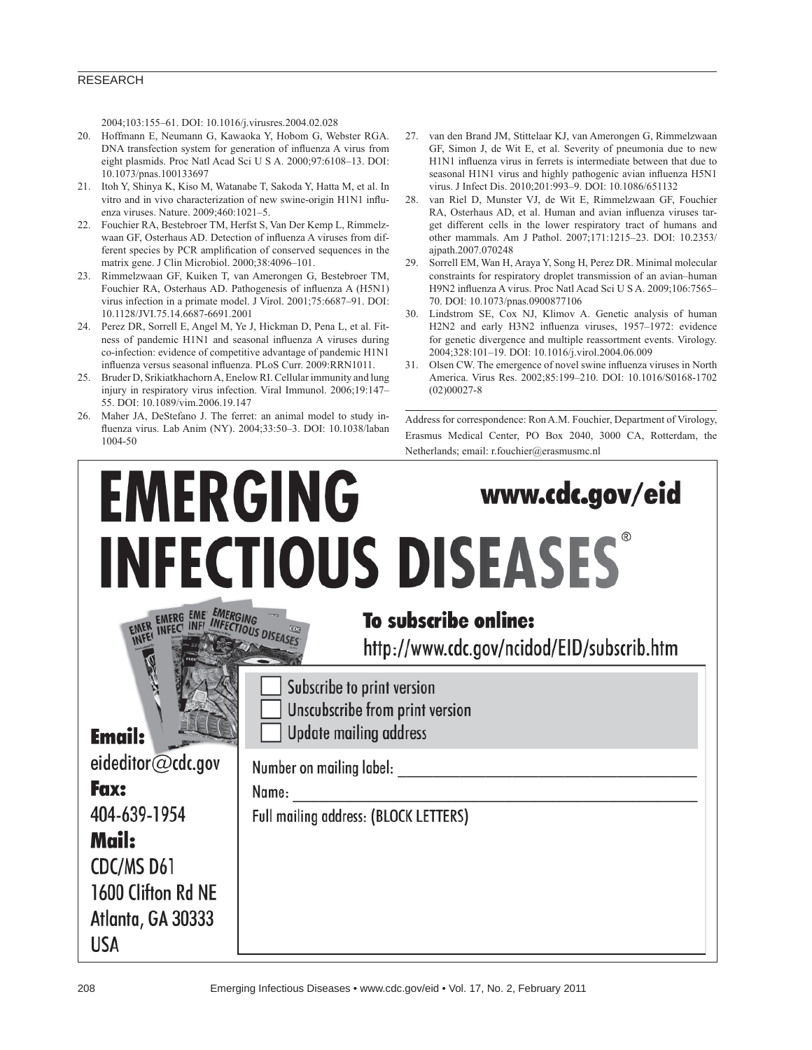2004;103:155–61. DOI: 10.1016/j.virusres.2004.02.028

20. Hoffmann E, Neumann G, Kawaoka Y, Hobom G, Webster RGA. DNA transfection system for generation of influenza A virus from eight plasmids. Proc Natl Acad Sci U S A. 2000;97:6108–13. DOI: 10.1073/pnas.100133697
21. Itoh Y, Shinya K, Kiso M, Watanabe T, Sakoda Y, Hatta M, et al. In vitro and in vivo characterization of new swine-origin H1N1 influenza viruses. Nature. 2009;460:1021–5.
22. Fouchier RA, Bestebroer TM, Herfst S, Van Der Kemp L, Rimmelzwaan GF, Osterhaus AD. Detection of influenza A viruses from different species by PCR amplification of conserved sequences in the matrix gene. J Clin Microbiol. 2000;38:4096–101.
23. Rimmelzwaan GF, Kuiken T, van Amerongen G, Bestebroer TM, Fouchier RA, Osterhaus AD. Pathogenesis of influenza A (H5N1) virus infection in a primate model. J Virol. 2001;75:6687–91. DOI: 10.1128/JVI.75.14.6687-6691.2001
24. Perez DR, Sorrell E, Angel M, Ye J, Hickman D, Pena L, et al. Fitness of pandemic H1N1 and seasonal influenza A viruses during co-infection: evidence of competitive advantage of pandemic H1N1 influenza versus seasonal influenza. PLoS Curr. 2009:RRN1011.
25. Bruder D, Srikiatkhachorn A, Enelow RI. Cellular immunity and lung injury in respiratory virus infection. Viral Immunol. 2006;19:147–55. DOI: 10.1089/vim.2006.19.147
26. Maher JA, DeStefano J. The ferret: an animal model to study influenza virus. Lab Anim (NY). 2004;33:50–3. DOI: 10.1038/laban1004-50
27. van den Brand JM, Stittelaar KJ, van Amerongen G, Rimmelzwaan GF, Simon J, de Wit E, et al. Severity of pneumonia due to new H1N1 influenza virus in ferrets is intermediate between that due to seasonal H1N1 virus and highly pathogenic avian influenza H5N1 virus. J Infect Dis. 2010;201:993–9. DOI: 10.1086/651132
28. van Riel D, Munster VJ, de Wit E, Rimmelzwaan GF, Fouchier RA, Osterhaus AD, et al. Human and avian influenza viruses target different cells in the lower respiratory tract of humans and other mammals. Am J Pathol. 2007;171:1215–23. DOI: 10.2353/ajpath.2007.070248
29. Sorrell EM, Wan H, Araya Y, Song H, Perez DR. Minimal molecular constraints for respiratory droplet transmission of an avian–human H9N2 influenza A virus. Proc Natl Acad Sci U S A. 2009;106:7565–70. DOI: 10.1073/pnas.0900877106
30. Lindstrom SE, Cox NJ, Klimov A. Genetic analysis of human H2N2 and early H3N2 influenza viruses, 1957–1972: evidence for genetic divergence and multiple reassortment events. Virology. 2004;328:101–19. DOI: 10.1016/j.virol.2004.06.009
31. Olsen CW. The emergence of novel swine influenza viruses in North America. Virus Res. 2002;85:199–210. DOI: 10.1016/S0168-1702(02)00027-8

Address for correspondence: Ron A.M. Fouchier, Department of Virology, Erasmus Medical Center, PO Box 2040, 3000 CA, Rotterdam, the Netherlands; email: r.fouchier@erasmusmc.nl

# EMERGING INFECTIOUS DISEASES®

www.cdc.gov/eid

**To subscribe online:**
http://www.cdc.gov/ncidod/EID/subscrib.htm

- [ ] Subscribe to print version
- [ ] Unsubscribe from print version
- [ ] Update mailing address

Number on mailing label: ______________________

Name: ______________________

Full mailing address: (BLOCK LETTERS)

**Email:**
eideditor@cdc.gov

**Fax:**
404-639-1954

**Mail:**
CDC/MS D61
1600 Clifton Rd NE
Atlanta, GA 30333
USA